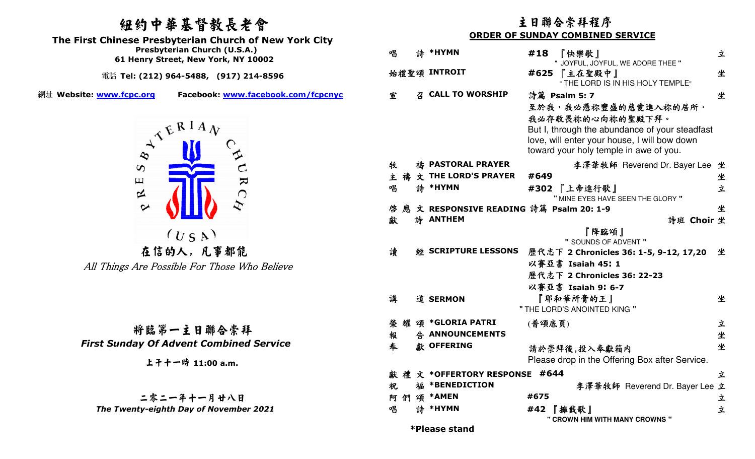# 紐約中華基督教長老會

**The First Chinese Presbyterian Church of New York City**

**Presbyterian Church (U.S.A.)**

**61 Henry Street, New York, NY 10002**

電話 **Tel: (212) 964-5488, (917) 214-8596**

網址 **Website: www.fcpc.org** **Facebook: www.facebook.com/fcpcnyc**

PRESBYTERIAN CHURCH (USA)

在信的人，凡事都能

*All Things Are Possible For Those Who Believe*

## 將臨第一主日聯合崇拜

***First Sunday Of Advent Combined Service***

**上午十一時 11:00 a.m.**

**二零二一年十一月廿八日**

***The Twenty-eighth Day of November 2021***

## 主日聯合崇拜程序

**ORDER OF SUNDAY COMBINED SERVICE**

| | | | |
|---|---|---|---|
| 唱詩 | **\*HYMN** | **#18** 『快樂歌』 " JOYFUL, JOYFUL, WE ADORE THEE " | 立 |
| 始禮聖頌 | **INTROIT** | **#625** 『主在聖殿中』 " THE LORD IS IN HIS HOLY TEMPLE" | 坐 |
| 宣召 | **CALL TO WORSHIP** | 詩篇 **Psalm 5: 7** 至於我，我必憑祢豐盛的慈愛進入祢的居所． 我必存敬畏祢的心向祢的聖殿下拜。 But I, through the abundance of your steadfast love, will enter your house, I will bow down toward your holy temple in awe of you. | 坐 |
| 牧禱 | **PASTORAL PRAYER** | 李澤華牧師 Reverend Dr. Bayer Lee | 坐 |
| 主禱文 | **THE LORD'S PRAYER** | **#649** | 坐 |
| 唱詩 | **\*HYMN** | **#302** 『上帝進行歌』 " MINE EYES HAVE SEEN THE GLORY " | 立 |
| 啓應文 | **RESPONSIVE READING** | 詩篇 **Psalm 20: 1-9** | 坐 |
| 獻詩 | **ANTHEM** | 詩班 **Choir** 『降臨頌』 " SOUNDS OF ADVENT " | 坐 |
| 讀經 | **SCRIPTURE LESSONS** | 歷代志下 **2 Chronicles 36: 1-5, 9-12, 17,20** 以賽亞書 **Isaiah 45: 1** 歷代志下 **2 Chronicles 36: 22-23** 以賽亞書 **Isaiah 9: 6-7** | 坐 |
| 講道 | **SERMON** | 『耶和華所膏的王』 " THE LORD'S ANOINTED KING " | 坐 |
| 榮耀頌 | **\*GLORIA PATRI** | (普頌底頁) | 立 |
| 報告 | **ANNOUNCEMENTS** | | 坐 |
| 奉獻 | **OFFERING** | 請於崇拜後,投入奉獻箱內 Please drop in the Offering Box after Service. | 坐 |
| 獻禮文 | **\*OFFERTORY RESPONSE** | **#644** | 立 |
| 祝福 | **\*BENEDICTION** | 李澤華牧師 Reverend Dr. Bayer Lee | 立 |
| 阿們頌 | **\*AMEN** | **#675** | 立 |
| 唱詩 | **\*HYMN** | **#42** 『擁戴歌』 **" CROWN HIM WITH MANY CROWNS "** | 立 |

**\*Please stand**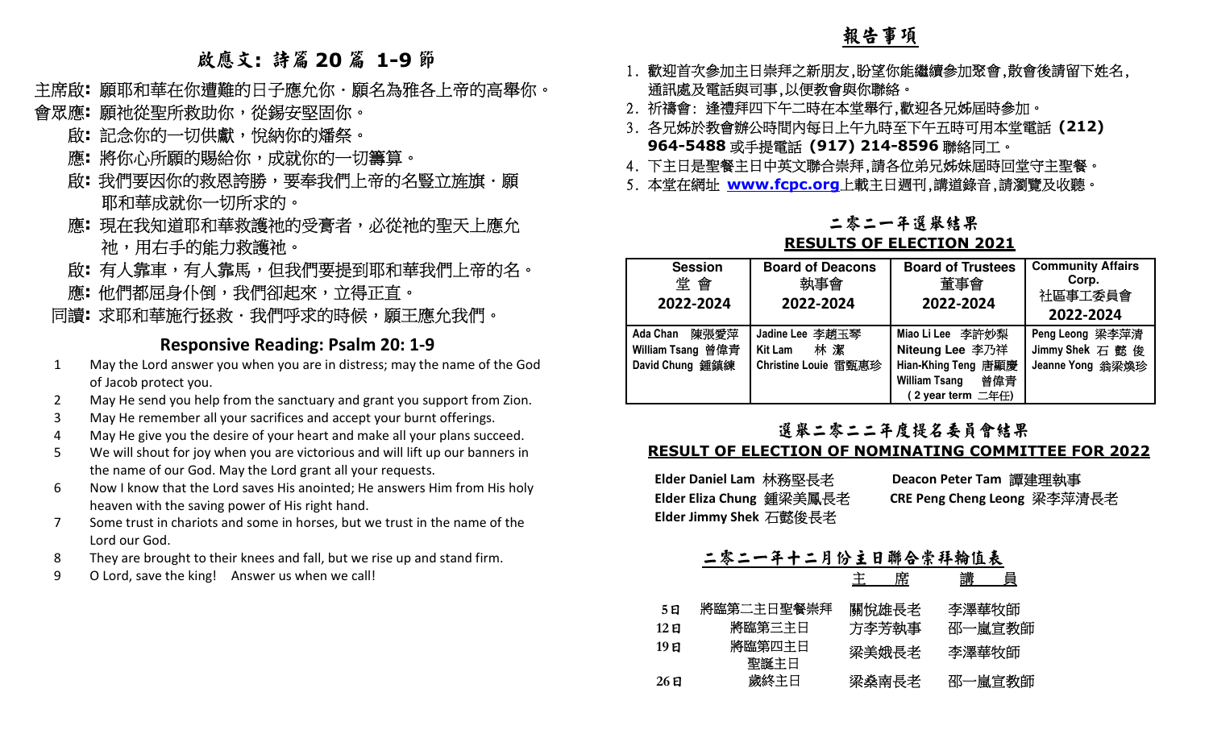## 啟應文：詩篇 20 篇 1-9 節

主席啟：願耶和華在你遭難的日子應允你．願名為雅各上帝的高舉你。

會眾應：願祂從聖所救助你，從錫安堅固你。

啟：記念你的一切供獻，悅納你的燔祭。

應：將你心所願的賜給你，成就你的一切籌算。

啟：我們要因你的救恩誇勝，要奉我們上帝的名豎立旌旗．願耶和華成就你一切所求的。

應：現在我知道耶和華救護祂的受膏者，必從祂的聖天上應允祂，用右手的能力救護祂。

啟：有人靠車，有人靠馬，但我們要提到耶和華我們上帝的名。

應：他們都屈身仆倒，我們卻起來，立得正直。

同讀：求耶和華施行拯救．我們呼求的時候，願王應允我們。

### Responsive Reading: Psalm 20: 1-9

1. May the Lord answer you when you are in distress; may the name of the God of Jacob protect you.
2. May He send you help from the sanctuary and grant you support from Zion.
3. May He remember all your sacrifices and accept your burnt offerings.
4. May He give you the desire of your heart and make all your plans succeed.
5. We will shout for joy when you are victorious and will lift up our banners in the name of our God. May the Lord grant all your requests.
6. Now I know that the Lord saves His anointed; He answers Him from His holy heaven with the saving power of His right hand.
7. Some trust in chariots and some in horses, but we trust in the name of the Lord our God.
8. They are brought to their knees and fall, but we rise up and stand firm.
9. O Lord, save the king!  Answer us when we call!

## 報告事項

1. 歡迎首次參加主日崇拜之新朋友,盼望你能繼續參加聚會,散會後請留下姓名,通訊處及電話與司事,以便教會與你聯絡。
2. 祈禱會：逢禮拜四下午二時在本堂舉行,歡迎各兄姊屆時參加。
3. 各兄姊於教會辦公時間內每日上午九時至下午五時可用本堂電話 **(212) 964-5488** 或手提電話 **(917) 214-8596** 聯絡同工。
4. 下主日是聖餐主日中英文聯合崇拜,請各位弟兄姊妹屆時回堂守主聖餐。
5. 本堂在網址 **www.fcpc.org** 上載主日週刊,講道錄音,請瀏覽及收聽。

### 二零二一年選舉結果
### RESULTS OF ELECTION 2021

| Session 堂 會 2022-2024 | Board of Deacons 執事會 2022-2024 | Board of Trustees 董事會 2022-2024 | Community Affairs Corp. 社區事工委員會 2022-2024 |
|---|---|---|---|
| Ada Chan 陳張愛萍 | Jadine Lee 李趙玉琴 | Miao Li Lee 李許妙梨 | Peng Leong 梁李萍清 |
| William Tsang 曾偉青 | Kit Lam 林 潔 | Niteung Lee 李乃祥 | Jimmy Shek 石 懿 俊 |
| David Chung 鍾鎮練 | Christine Louie 雷甄惠珍 | Hian-Khing Teng 唐顯慶 | Jeanne Yong 翁梁煥珍 |
| | | William Tsang 曾偉青 (2 year term 二年任) | |

### 選舉二零二二年度提名委員會结果
### RESULT OF ELECTION OF NOMINATING COMMITTEE FOR 2022

**Elder Daniel Lam** 林務堅長老  
**Elder Eliza Chung** 鍾梁美鳳長老  
**Elder Jimmy Shek** 石懿俊長老  
**Deacon Peter Tam** 譚建理執事  
**CRE Peng Cheng Leong** 梁李萍清長老

### 二零二一年十二月份主日聯合崇拜輪值表

| | | 主 席 | 講 員 |
|---|---|---|---|
| 5日 | 將臨第二主日聖餐崇拜 | 關悅雄長老 | 李澤華牧師 |
| 12日 | 將臨第三主日 | 方李芳執事 | 邵一嵐宣教師 |
| 19日 | 將臨第四主日 聖誕主日 | 梁美娥長老 | 李澤華牧師 |
| 26日 | 歲終主日 | 梁燊南長老 | 邵一嵐宣教師 |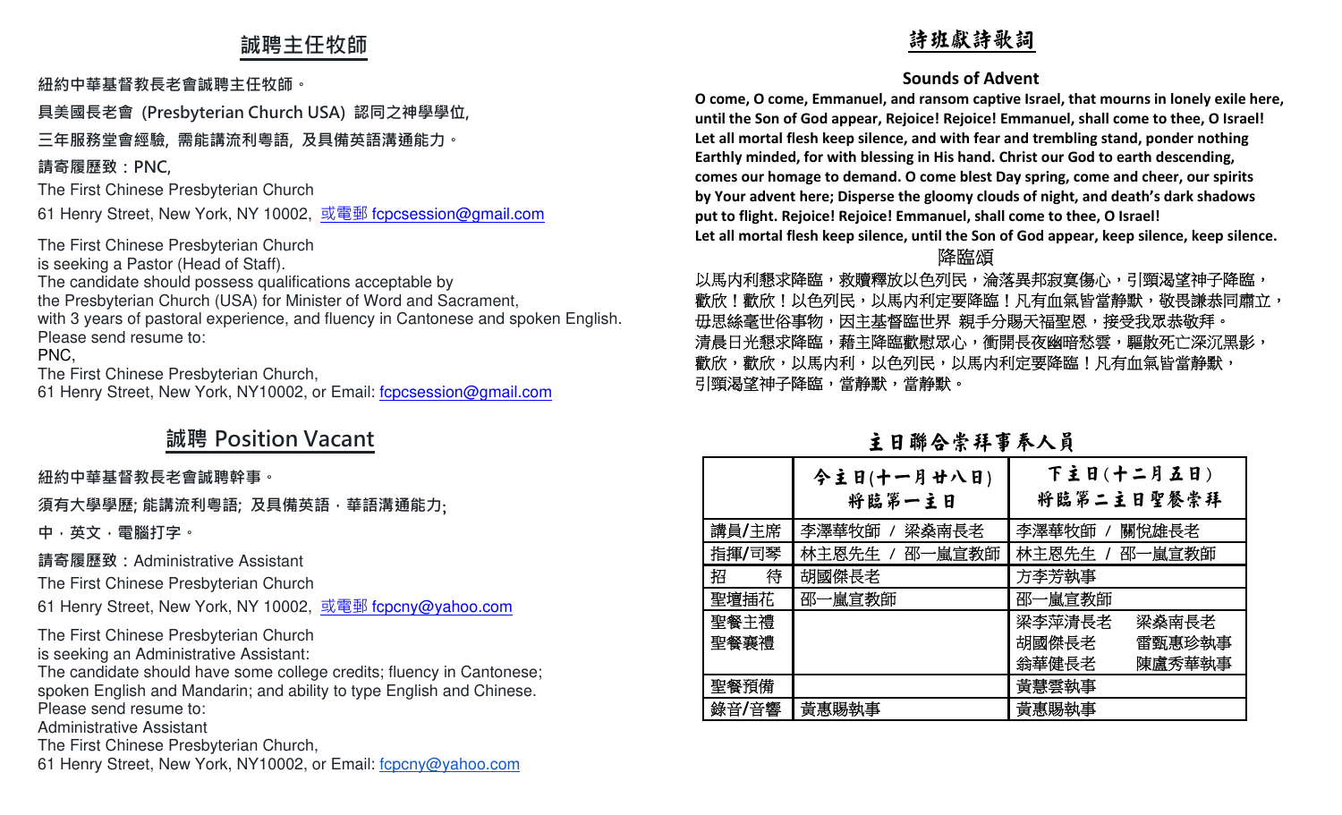## 誠聘主任牧師

**紐約中華基督教長老會誠聘主任牧師。**

**具美國長老會 (Presbyterian Church USA) 認同之神學學位,**

**三年服務堂會經驗, 需能講流利粵語, 及具備英語溝通能力。**

**請寄履歷致：PNC,**

The First Chinese Presbyterian Church

61 Henry Street, New York, NY 10002, 或電郵 fcpcsession@gmail.com

The First Chinese Presbyterian Church
is seeking a Pastor (Head of Staff).
The candidate should possess qualifications acceptable by
the Presbyterian Church (USA) for Minister of Word and Sacrament,
with 3 years of pastoral experience, and fluency in Cantonese and spoken English.
Please send resume to:
PNC,
The First Chinese Presbyterian Church,
61 Henry Street, New York, NY10002, or Email: fcpcsession@gmail.com

## 誠聘 Position Vacant

**紐約中華基督教長老會誠聘幹事。**

**須有大學學歷; 能講流利粵語; 及具備英語，華語溝通能力;**

**中，英文，電腦打字。**

**請寄履歷致**：Administrative Assistant

The First Chinese Presbyterian Church

61 Henry Street, New York, NY 10002, 或電郵 fcpcny@yahoo.com

The First Chinese Presbyterian Church
is seeking an Administrative Assistant:
The candidate should have some college credits; fluency in Cantonese;
spoken English and Mandarin; and ability to type English and Chinese.
Please send resume to:
Administrative Assistant
The First Chinese Presbyterian Church,
61 Henry Street, New York, NY10002, or Email: fcpcny@yahoo.com

## 詩班獻詩歌詞

### Sounds of Advent

**O come, O come, Emmanuel, and ransom captive Israel, that mourns in lonely exile here, until the Son of God appear, Rejoice! Rejoice! Emmanuel, shall come to thee, O Israel! Let all mortal flesh keep silence, and with fear and trembling stand, ponder nothing Earthly minded, for with blessing in His hand. Christ our God to earth descending, comes our homage to demand. O come blest Day spring, come and cheer, our spirits by Your advent here; Disperse the gloomy clouds of night, and death's dark shadows put to flight. Rejoice! Rejoice! Emmanuel, shall come to thee, O Israel! Let all mortal flesh keep silence, until the Son of God appear, keep silence, keep silence.**

### 降臨頌

以馬內利懇求降臨，救贖釋放以色列民，淪落異邦寂寞傷心，引頸渴望神子降臨，
歡欣！歡欣！以色列民，以馬內利定要降臨！凡有血氣皆當靜默，敬畏謙恭同肅立，
毋思絲毫世俗事物，因主基督臨世界 親手分賜天福聖恩，接受我眾恭敬拜。
清晨日光懇求降臨，藉主降臨歡慰眾心，衝開長夜幽暗愁雲，驅散死亡深沉黑影，
歡欣，歡欣，以馬內利，以色列民，以馬內利定要降臨！凡有血氣皆當靜默，
引頸渴望神子降臨，當靜默，當靜默。

## 主日聯合崇拜事奉人員

| | 今主日(十一月廿八日)<br>將臨第一主日 | 下主日(十二月五日)<br>將臨第二主日聖餐崇拜 |
|---|---|---|
| 講員/主席 | 李澤華牧師 / 梁燊南長老 | 李澤華牧師 / 關悅雄長老 |
| 指揮/司琴 | 林主恩先生 / 邵一嵐宣教師 | 林主恩先生 / 邵一嵐宣教師 |
| 招　待 | 胡國傑長老 | 方李芳執事 |
| 聖壇插花 | 邵一嵐宣教師 | 邵一嵐宣教師 |
| 聖餐主禮<br>聖餐襄禮 | | 梁李萍清長老　梁燊南長老<br>胡國傑長老　雷甄惠珍執事<br>翁華健長老　陳盧秀華執事 |
| 聖餐預備 | | 黃慧雲執事 |
| 錄音/音響 | 黃惠賜執事 | 黃惠賜執事 |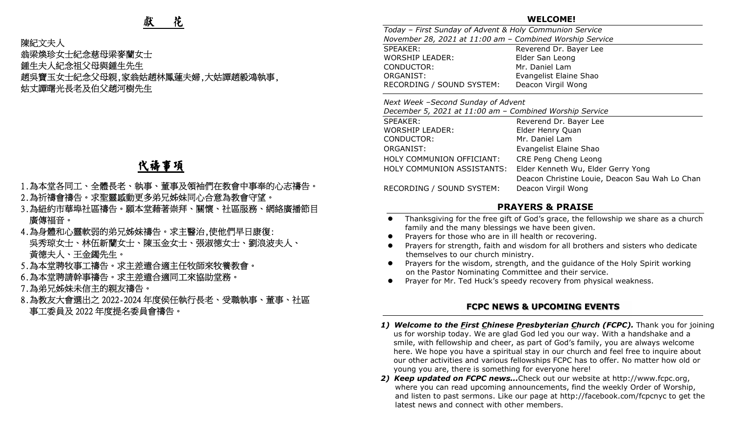## 獻　花

陳紀文夫人
翁梁煥珍女士紀念慈母梁麥蘭女士
鍾生夫人紀念祖父母與鍾生先生
趙吳寶玉女士紀念父母親,家翁姑趙林鳳蓮夫婦,大姑譚趙毅鴻執事,
姑丈譚曙光長老及伯父趙河樹先生

## 代禱事項

1. 為本堂各同工、全體長老、執事、董事及領袖們在教會中事奉的心志禱告。
2. 為祈禱會禱告。求聖靈感動更多弟兄姊妹同心合意為教會守望。
3. 為紐約市華埠社區禱告。願本堂藉著崇拜、關懷、社區服務、網絡廣播節目廣傳福音。
4. 為身體和心靈軟弱的弟兄姊妹禱告。求主醫治,使他們早日康復:
   吳秀琼女士、林伍新蘭女士、陳玉金女士、張淑德女士、劉浪波夫人、
   黃德夫人、王金鐲先生。
5. 為本堂聘牧事工禱告。求主差遣合適主任牧師來牧養教會。
6. 為本堂聘請幹事禱告。求主差遣合適同工來協助堂務。
7. 為弟兄姊妹未信主的親友禱告。
8. 為教友大會選出之 2022-2024 年度候任執行長老、受職執事、董事、社區事工委員及 2022 年度提名委員會禱告。

## WELCOME!

*Today – First Sunday of Advent & Holy Communion Service*
*November 28, 2021 at 11:00 am – Combined Worship Service*

| | |
|---|---|
| SPEAKER: | Reverend Dr. Bayer Lee |
| WORSHIP LEADER: | Elder San Leong |
| CONDUCTOR: | Mr. Daniel Lam |
| ORGANIST: | Evangelist Elaine Shao |
| RECORDING / SOUND SYSTEM: | Deacon Virgil Wong |

*Next Week –Second Sunday of Advent*
*December 5, 2021 at 11:00 am – Combined Worship Service*

| | |
|---|---|
| SPEAKER: | Reverend Dr. Bayer Lee |
| WORSHIP LEADER: | Elder Henry Quan |
| CONDUCTOR: | Mr. Daniel Lam |
| ORGANIST: | Evangelist Elaine Shao |
| HOLY COMMUNION OFFICIANT: | CRE Peng Cheng Leong |
| HOLY COMMUNION ASSISTANTS: | Elder Kenneth Wu, Elder Gerry Yong<br>Deacon Christine Louie, Deacon Sau Wah Lo Chan |
| RECORDING / SOUND SYSTEM: | Deacon Virgil Wong |

## PRAYERS & PRAISE

- Thanksgiving for the free gift of God's grace, the fellowship we share as a church family and the many blessings we have been given.
- Prayers for those who are in ill health or recovering.
- Prayers for strength, faith and wisdom for all brothers and sisters who dedicate themselves to our church ministry.
- Prayers for the wisdom, strength, and the guidance of the Holy Spirit working on the Pastor Nominating Committee and their service.
- Prayer for Mr. Ted Huck's speedy recovery from physical weakness.

## FCPC NEWS & UPCOMING EVENTS

1) ***Welcome to the First Chinese Presbyterian Church (FCPC).*** Thank you for joining us for worship today. We are glad God led you our way. With a handshake and a smile, with fellowship and cheer, as part of God's family, you are always welcome here. We hope you have a spiritual stay in our church and feel free to inquire about our other activities and various fellowships FCPC has to offer. No matter how old or young you are, there is something for everyone here!
2) ***Keep updated on FCPC news…***Check out our website at http://www.fcpc.org, where you can read upcoming announcements, find the weekly Order of Worship, and listen to past sermons. Like our page at http://facebook.com/fcpcnyc to get the latest news and connect with other members.